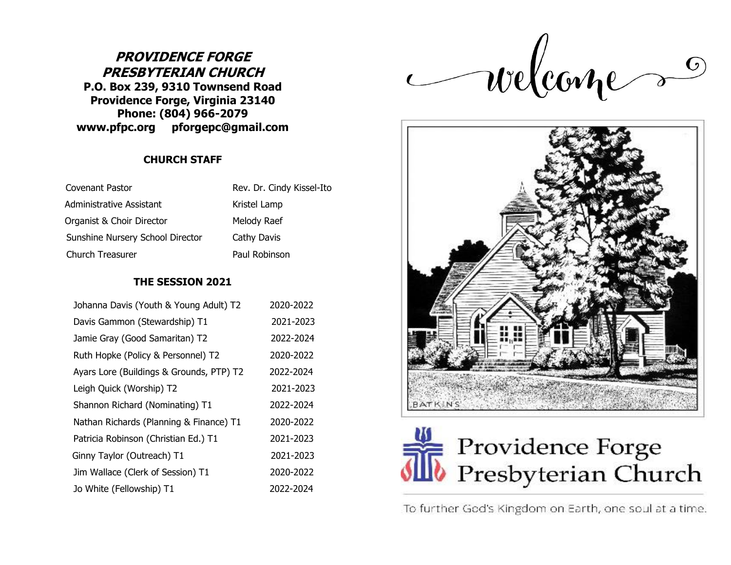# *PROVIDENCE FORGE PRESBYTERIAN CHURCH*

**P.O. Box 239, 9310 Townsend Road**
**Providence Forge, Virginia 23140**
**Phone: (804) 966-2079**
**www.pfpc.org pforgepc@gmail.com**

## CHURCH STAFF

| | |
|---|---|
| Covenant Pastor | Rev. Dr. Cindy Kissel-Ito |
| Administrative Assistant | Kristel Lamp |
| Organist & Choir Director | Melody Raef |
| Sunshine Nursery School Director | Cathy Davis |
| Church Treasurer | Paul Robinson |

## THE SESSION 2021

| | |
|---|---|
| Johanna Davis (Youth & Young Adult) T2 | 2020-2022 |
| Davis Gammon (Stewardship) T1 | 2021-2023 |
| Jamie Gray (Good Samaritan) T2 | 2022-2024 |
| Ruth Hopke (Policy & Personnel) T2 | 2020-2022 |
| Ayars Lore (Buildings & Grounds, PTP) T2 | 2022-2024 |
| Leigh Quick (Worship) T2 | 2021-2023 |
| Shannon Richard (Nominating) T1 | 2022-2024 |
| Nathan Richards (Planning & Finance) T1 | 2020-2022 |
| Patricia Robinson (Christian Ed.) T1 | 2021-2023 |
| Ginny Taylor (Outreach) T1 | 2021-2023 |
| Jim Wallace (Clerk of Session) T1 | 2020-2022 |
| Jo White (Fellowship) T1 | 2022-2024 |

welcome

BATKINS

Providence Forge Presbyterian Church

To further God's Kingdom on Earth, one soul at a time.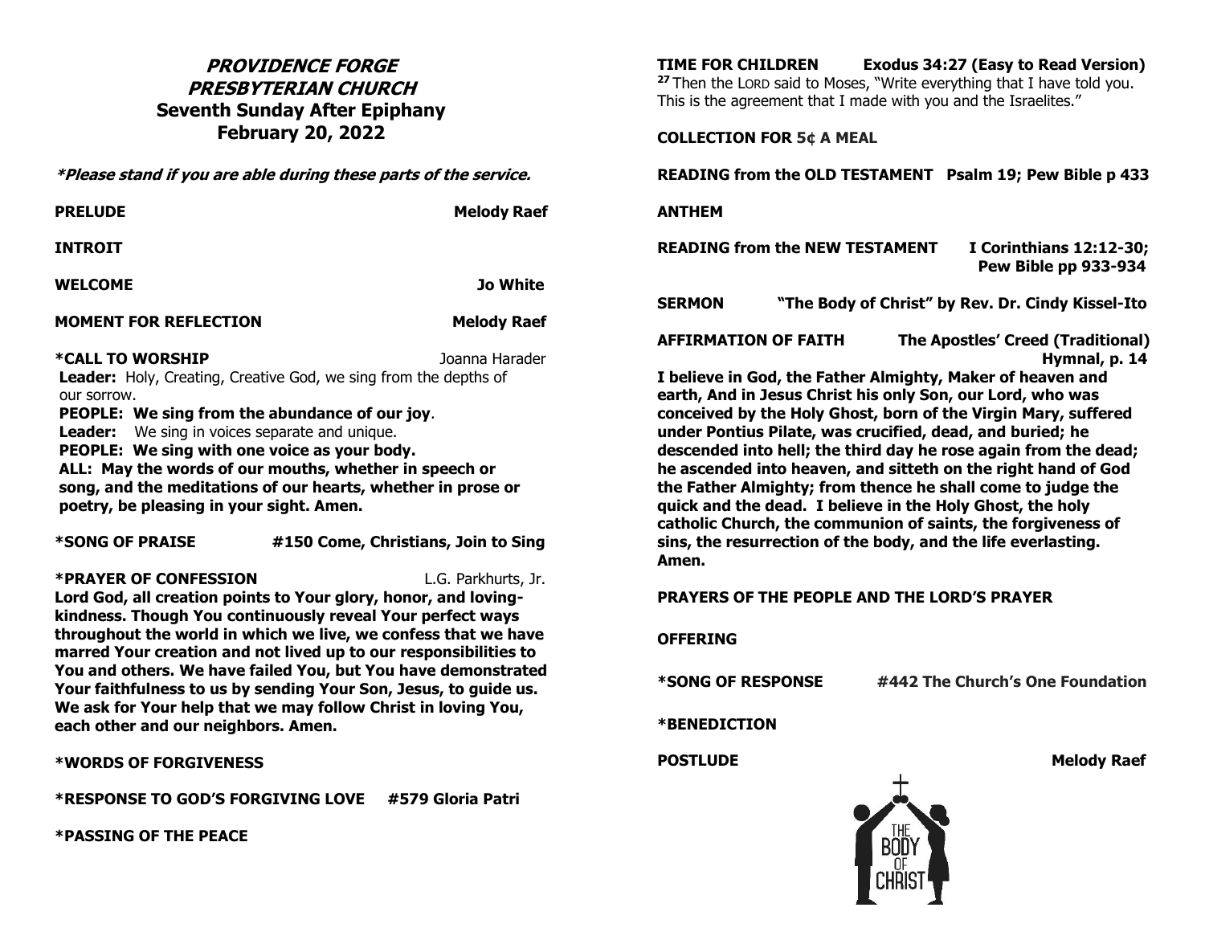# *PROVIDENCE FORGE PRESBYTERIAN CHURCH*
## Seventh Sunday After Epiphany
## February 20, 2022

***Please stand if you are able during these parts of the service.***

**PRELUDE** **Melody Raef**

**INTROIT**

**WELCOME** **Jo White**

**MOMENT FOR REFLECTION** **Melody Raef**

**\*CALL TO WORSHIP** Joanna Harader

**Leader:** Holy, Creating, Creative God, we sing from the depths of our sorrow.

**PEOPLE: We sing from the abundance of our joy**.

**Leader:** We sing in voices separate and unique.

**PEOPLE: We sing with one voice as your body.**

**ALL: May the words of our mouths, whether in speech or song, and the meditations of our hearts, whether in prose or poetry, be pleasing in your sight. Amen.**

**\*SONG OF PRAISE** **#150 Come, Christians, Join to Sing**

**\*PRAYER OF CONFESSION** L.G. Parkhurts, Jr.

**Lord God, all creation points to Your glory, honor, and loving-kindness. Though You continuously reveal Your perfect ways throughout the world in which we live, we confess that we have marred Your creation and not lived up to our responsibilities to You and others. We have failed You, but You have demonstrated Your faithfulness to us by sending Your Son, Jesus, to guide us. We ask for Your help that we may follow Christ in loving You, each other and our neighbors. Amen.**

**\*WORDS OF FORGIVENESS**

**\*RESPONSE TO GOD'S FORGIVING LOVE** **#579 Gloria Patri**

**\*PASSING OF THE PEACE**

**TIME FOR CHILDREN** **Exodus 34:27 (Easy to Read Version)**

[27] Then the LORD said to Moses, "Write everything that I have told you. This is the agreement that I made with you and the Israelites."

**COLLECTION FOR 5¢ A MEAL**

**READING from the OLD TESTAMENT** **Psalm 19; Pew Bible p 433**

**ANTHEM**

**READING from the NEW TESTAMENT** **I Corinthians 12:12-30; Pew Bible pp 933-934**

**SERMON** **"The Body of Christ" by Rev. Dr. Cindy Kissel-Ito**

**AFFIRMATION OF FAITH** **The Apostles' Creed (Traditional) Hymnal, p. 14**

**I believe in God, the Father Almighty, Maker of heaven and earth, And in Jesus Christ his only Son, our Lord, who was conceived by the Holy Ghost, born of the Virgin Mary, suffered under Pontius Pilate, was crucified, dead, and buried; he descended into hell; the third day he rose again from the dead; he ascended into heaven, and sitteth on the right hand of God the Father Almighty; from thence he shall come to judge the quick and the dead. I believe in the Holy Ghost, the holy catholic Church, the communion of saints, the forgiveness of sins, the resurrection of the body, and the life everlasting. Amen.**

**PRAYERS OF THE PEOPLE AND THE LORD'S PRAYER**

**OFFERING**

**\*SONG OF RESPONSE** **#442 The Church's One Foundation**

**\*BENEDICTION**

**POSTLUDE** **Melody Raef**

THE BODY OF CHRIST